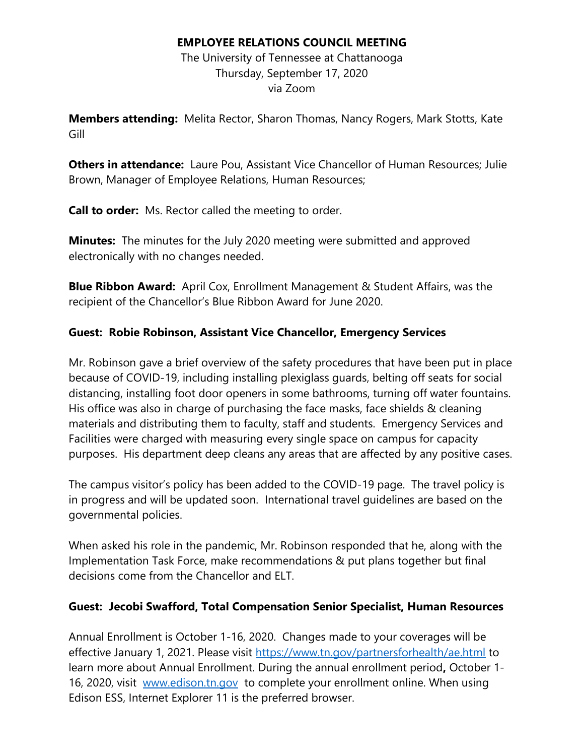# EMPLOYEE RELATIONS COUNCIL MEETING

The University of Tennessee at Chattanooga
Thursday, September 17, 2020
via Zoom

**Members attending:** Melita Rector, Sharon Thomas, Nancy Rogers, Mark Stotts, Kate Gill

**Others in attendance:** Laure Pou, Assistant Vice Chancellor of Human Resources; Julie Brown, Manager of Employee Relations, Human Resources;

**Call to order:** Ms. Rector called the meeting to order.

**Minutes:** The minutes for the July 2020 meeting were submitted and approved electronically with no changes needed.

**Blue Ribbon Award:** April Cox, Enrollment Management & Student Affairs, was the recipient of the Chancellor's Blue Ribbon Award for June 2020.

**Guest: Robie Robinson, Assistant Vice Chancellor, Emergency Services**

Mr. Robinson gave a brief overview of the safety procedures that have been put in place because of COVID-19, including installing plexiglass guards, belting off seats for social distancing, installing foot door openers in some bathrooms, turning off water fountains. His office was also in charge of purchasing the face masks, face shields & cleaning materials and distributing them to faculty, staff and students. Emergency Services and Facilities were charged with measuring every single space on campus for capacity purposes. His department deep cleans any areas that are affected by any positive cases.

The campus visitor's policy has been added to the COVID-19 page. The travel policy is in progress and will be updated soon. International travel guidelines are based on the governmental policies.

When asked his role in the pandemic, Mr. Robinson responded that he, along with the Implementation Task Force, make recommendations & put plans together but final decisions come from the Chancellor and ELT.

**Guest: Jecobi Swafford, Total Compensation Senior Specialist, Human Resources**

Annual Enrollment is October 1-16, 2020. Changes made to your coverages will be effective January 1, 2021. Please visit https://www.tn.gov/partnersforhealth/ae.html to learn more about Annual Enrollment. During the annual enrollment period**,** October 1-16, 2020, visit www.edison.tn.gov to complete your enrollment online. When using Edison ESS, Internet Explorer 11 is the preferred browser.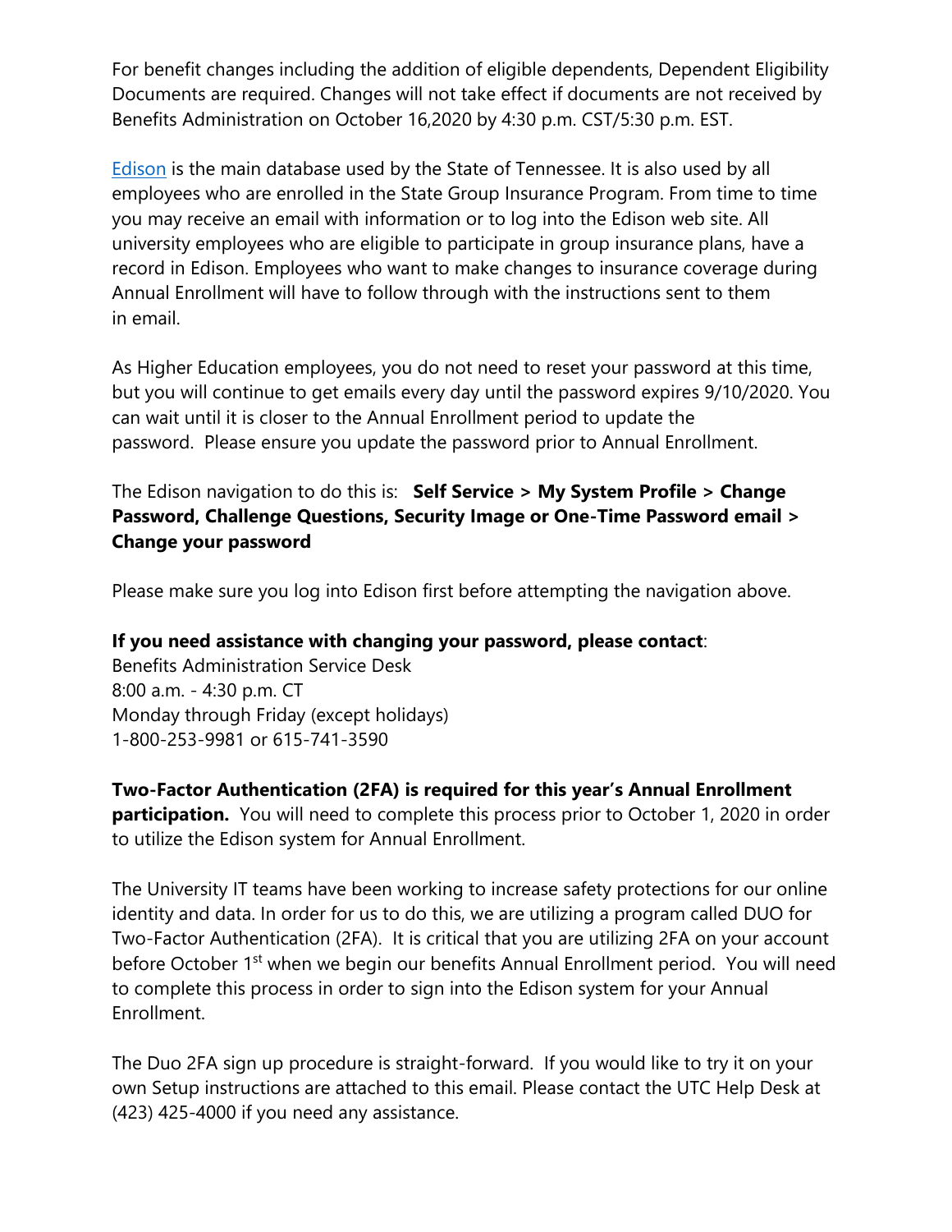For benefit changes including the addition of eligible dependents, Dependent Eligibility Documents are required. Changes will not take effect if documents are not received by Benefits Administration on October 16,2020 by 4:30 p.m. CST/5:30 p.m. EST.

[Edison] is the main database used by the State of Tennessee. It is also used by all employees who are enrolled in the State Group Insurance Program. From time to time you may receive an email with information or to log into the Edison web site. All university employees who are eligible to participate in group insurance plans, have a record in Edison. Employees who want to make changes to insurance coverage during Annual Enrollment will have to follow through with the instructions sent to them in email.

As Higher Education employees, you do not need to reset your password at this time, but you will continue to get emails every day until the password expires 9/10/2020. You can wait until it is closer to the Annual Enrollment period to update the password. Please ensure you update the password prior to Annual Enrollment.

The Edison navigation to do this is: **Self Service > My System Profile > Change Password, Challenge Questions, Security Image or One-Time Password email > Change your password**

Please make sure you log into Edison first before attempting the navigation above.

**If you need assistance with changing your password, please contact**:
Benefits Administration Service Desk
8:00 a.m. - 4:30 p.m. CT
Monday through Friday (except holidays)
1-800-253-9981 or 615-741-3590

**Two-Factor Authentication (2FA) is required for this year's Annual Enrollment participation.** You will need to complete this process prior to October 1, 2020 in order to utilize the Edison system for Annual Enrollment.

The University IT teams have been working to increase safety protections for our online identity and data. In order for us to do this, we are utilizing a program called DUO for Two-Factor Authentication (2FA). It is critical that you are utilizing 2FA on your account before October 1st when we begin our benefits Annual Enrollment period. You will need to complete this process in order to sign into the Edison system for your Annual Enrollment.

The Duo 2FA sign up procedure is straight-forward. If you would like to try it on your own Setup instructions are attached to this email. Please contact the UTC Help Desk at (423) 425-4000 if you need any assistance.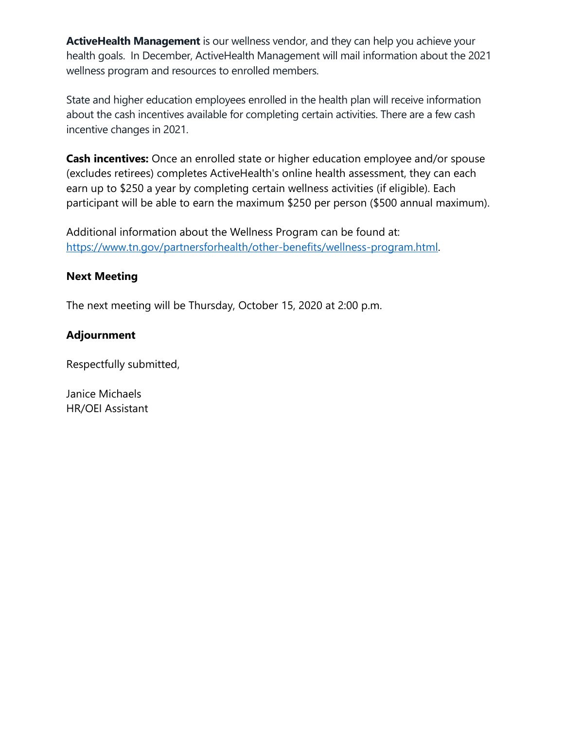**ActiveHealth Management** is our wellness vendor, and they can help you achieve your health goals. In December, ActiveHealth Management will mail information about the 2021 wellness program and resources to enrolled members.

State and higher education employees enrolled in the health plan will receive information about the cash incentives available for completing certain activities. There are a few cash incentive changes in 2021.

**Cash incentives:** Once an enrolled state or higher education employee and/or spouse (excludes retirees) completes ActiveHealth's online health assessment, they can each earn up to $250 a year by completing certain wellness activities (if eligible). Each participant will be able to earn the maximum $250 per person ($500 annual maximum).

Additional information about the Wellness Program can be found at: [https://www.tn.gov/partnersforhealth/other-benefits/wellness-program.html](https://www.tn.gov/partnersforhealth/other-benefits/wellness-program.html).

**Next Meeting**

The next meeting will be Thursday, October 15, 2020 at 2:00 p.m.

**Adjournment**

Respectfully submitted,

Janice Michaels
HR/OEI Assistant